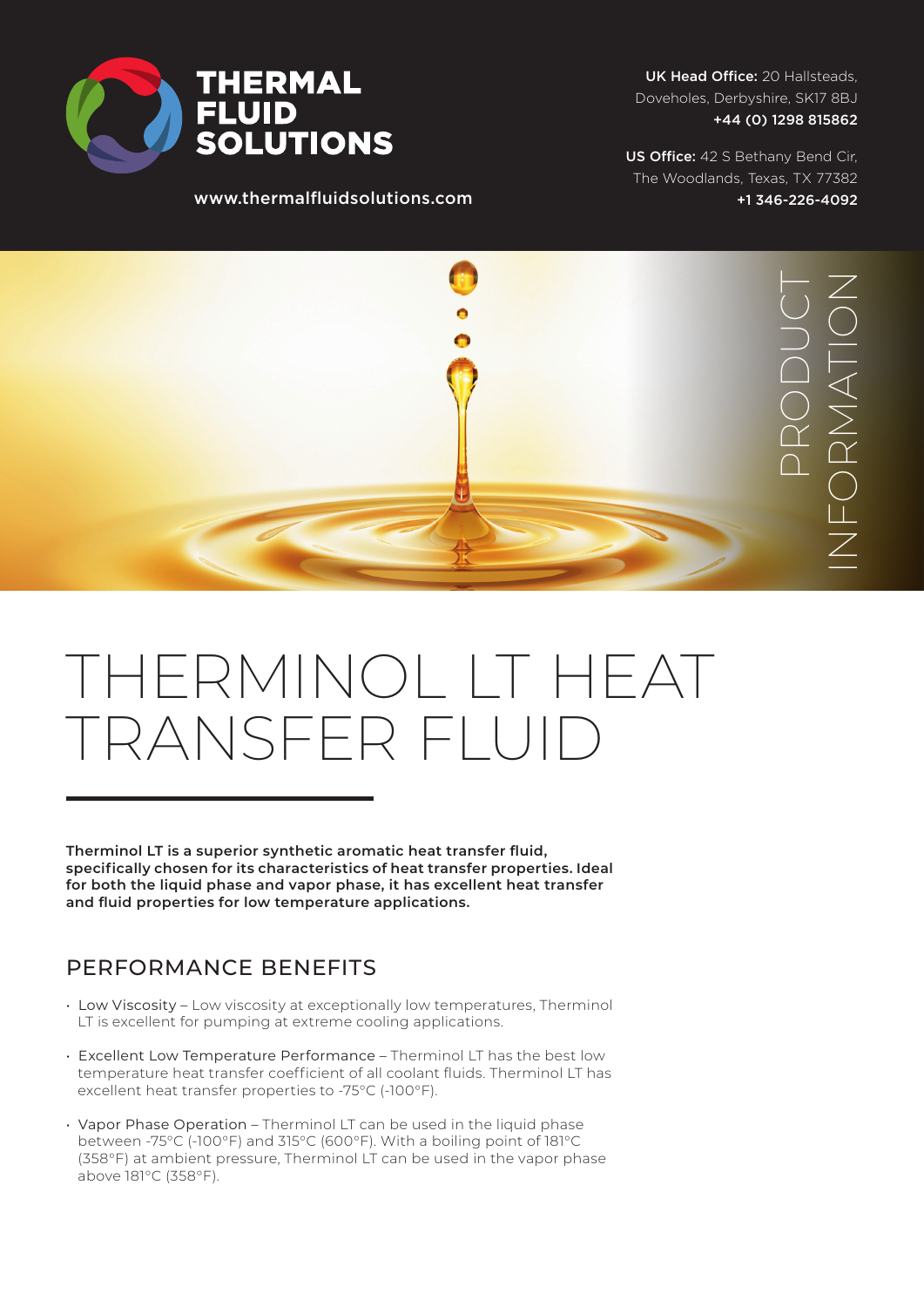# THERMAL FLUID SOLUTIONS

www.thermalfluidsolutions.com

**UK Head Office:** 20 Hallsteads, Doveholes, Derbyshire, SK17 8BJ
**+44 (0) 1298 815862**

**US Office:** 42 S Bethany Bend Cir, The Woodlands, Texas, TX 77382
**+1 346-226-4092**

PRODUCT INFORMATION

# THERMINOL LT HEAT TRANSFER FLUID

**Therminol LT is a superior synthetic aromatic heat transfer fluid, specifically chosen for its characteristics of heat transfer properties. Ideal for both the liquid phase and vapor phase, it has excellent heat transfer and fluid properties for low temperature applications.**

## PERFORMANCE BENEFITS

- Low Viscosity – Low viscosity at exceptionally low temperatures, Therminol LT is excellent for pumping at extreme cooling applications.
- Excellent Low Temperature Performance – Therminol LT has the best low temperature heat transfer coefficient of all coolant fluids. Therminol LT has excellent heat transfer properties to -75°C (-100°F).
- Vapor Phase Operation – Therminol LT can be used in the liquid phase between -75°C (-100°F) and 315°C (600°F). With a boiling point of 181°C (358°F) at ambient pressure, Therminol LT can be used in the vapor phase above 181°C (358°F).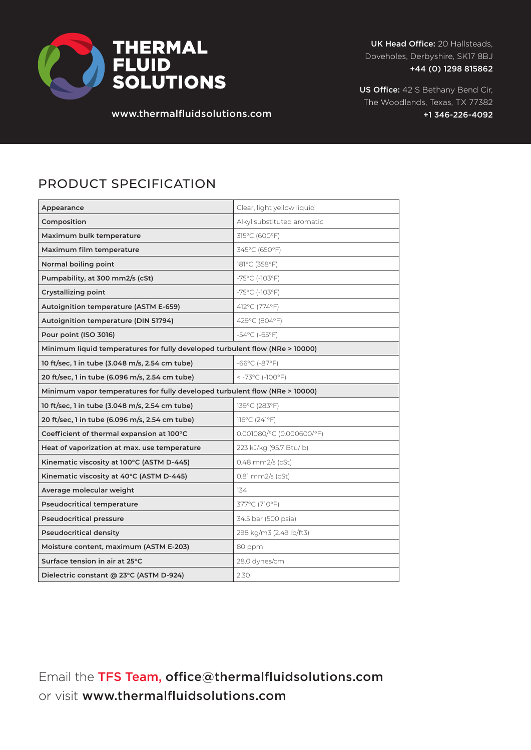**THERMAL FLUID SOLUTIONS**

www.thermalfluidsolutions.com

**UK Head Office:** 20 Hallsteads, Doveholes, Derbyshire, SK17 8BJ
**+44 (0) 1298 815862**

**US Office:** 42 S Bethany Bend Cir, The Woodlands, Texas, TX 77382
**+1 346-226-4092**

## PRODUCT SPECIFICATION

| | |
|---|---|
| **Appearance** | Clear, light yellow liquid |
| **Composition** | Alkyl substituted aromatic |
| **Maximum bulk temperature** | 315°C (600°F) |
| **Maximum film temperature** | 345°C (650°F) |
| **Normal boiling point** | 181°C (358°F) |
| **Pumpability, at 300 mm2/s (cSt)** | -75°C (-103°F) |
| **Crystallizing point** | -75°C (-103°F) |
| **Autoignition temperature (ASTM E-659)** | 412°C (774°F) |
| **Autoignition temperature (DIN 51794)** | 429°C (804°F) |
| **Pour point (ISO 3016)** | -54°C (-65°F) |
| **Minimum liquid temperatures for fully developed turbulent flow (NRe > 10000)** | |
| **10 ft/sec, 1 in tube (3.048 m/s, 2.54 cm tube)** | -66°C (-87°F) |
| **20 ft/sec, 1 in tube (6.096 m/s, 2.54 cm tube)** | < -73°C (-100°F) |
| **Minimum vapor temperatures for fully developed turbulent flow (NRe > 10000)** | |
| **10 ft/sec, 1 in tube (3.048 m/s, 2.54 cm tube)** | 139°C (283°F) |
| **20 ft/sec, 1 in tube (6.096 m/s, 2.54 cm tube)** | 116°C (241°F) |
| **Coefficient of thermal expansion at 100°C** | 0.001080/°C (0.000600/°F) |
| **Heat of vaporization at max. use temperature** | 223 kJ/kg (95.7 Btu/lb) |
| **Kinematic viscosity at 100°C (ASTM D-445)** | 0.48 mm2/s (cSt) |
| **Kinematic viscosity at 40°C (ASTM D-445)** | 0.81 mm2/s (cSt) |
| **Average molecular weight** | 134 |
| **Pseudocritical temperature** | 377°C (710°F) |
| **Pseudocritical pressure** | 34.5 bar (500 psia) |
| **Pseudocritical density** | 298 kg/m3 (2.49 lb/ft3) |
| **Moisture content, maximum (ASTM E-203)** | 80 ppm |
| **Surface tension in air at 25°C** | 28.0 dynes/cm |
| **Dielectric constant @ 23°C (ASTM D-924)** | 2.30 |

Email the **TFS Team,** **office@thermalfluidsolutions.com**
or visit **www.thermalfluidsolutions.com**